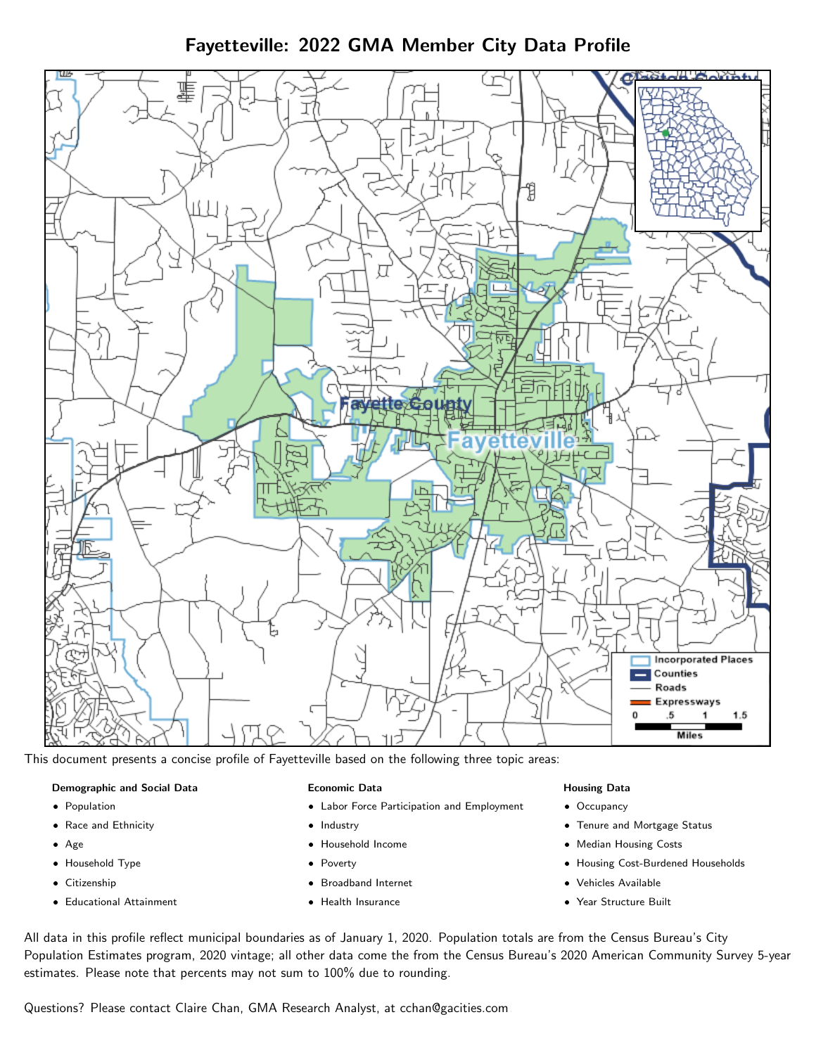# Fayetteville: 2022 GMA Member City Data Profile

This document presents a concise profile of Fayetteville based on the following three topic areas:

**Demographic and Social Data**

- Population
- Race and Ethnicity
- Age
- Household Type
- Citizenship
- Educational Attainment

**Economic Data**

- Labor Force Participation and Employment
- Industry
- Household Income
- Poverty
- Broadband Internet
- Health Insurance

**Housing Data**

- Occupancy
- Tenure and Mortgage Status
- Median Housing Costs
- Housing Cost-Burdened Households
- Vehicles Available
- Year Structure Built

All data in this profile reflect municipal boundaries as of January 1, 2020. Population totals are from the Census Bureau's City Population Estimates program, 2020 vintage; all other data come the from the Census Bureau's 2020 American Community Survey 5-year estimates. Please note that percents may not sum to 100% due to rounding.

Questions? Please contact Claire Chan, GMA Research Analyst, at cchan@gacities.com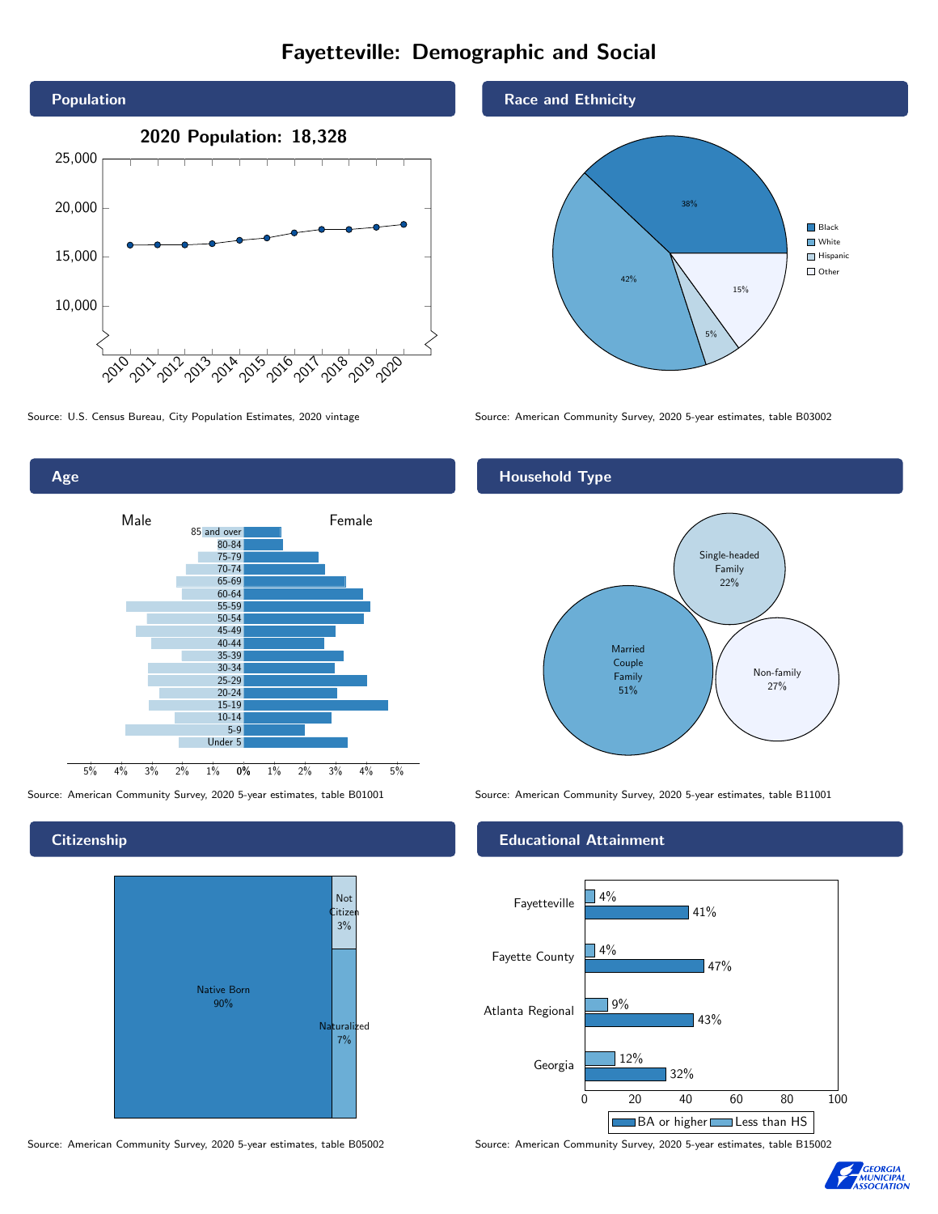# Fayetteville: Demographic and Social

## Population

**2020 Population: 18,328**

Source: U.S. Census Bureau, City Population Estimates, 2020 vintage

## Race and Ethnicity

| Race/Ethnicity | Percent |
|---|---|
| Black | 38% |
| White | 42% |
| Hispanic | 5% |
| Other | 15% |

Source: American Community Survey, 2020 5-year estimates, table B03002

## Age

Male / Female

Age groups: 85 and over, 80-84, 75-79, 70-74, 65-69, 60-64, 55-59, 50-54, 45-49, 40-44, 35-39, 30-34, 25-29, 20-24, 15-19, 10-14, 5-9, Under 5

Source: American Community Survey, 2020 5-year estimates, table B01001

## Household Type

| Household Type | Percent |
|---|---|
| Married Couple Family | 51% |
| Single-headed Family | 22% |
| Non-family | 27% |

Source: American Community Survey, 2020 5-year estimates, table B11001

## Citizenship

| Citizenship | Percent |
|---|---|
| Native Born | 90% |
| Not Citizen | 3% |
| Naturalized | 7% |

Source: American Community Survey, 2020 5-year estimates, table B05002

## Educational Attainment

| Area | Less than HS | BA or higher |
|---|---|---|
| Fayetteville | 4% | 41% |
| Fayette County | 4% | 47% |
| Atlanta Regional | 9% | 43% |
| Georgia | 12% | 32% |

Source: American Community Survey, 2020 5-year estimates, table B15002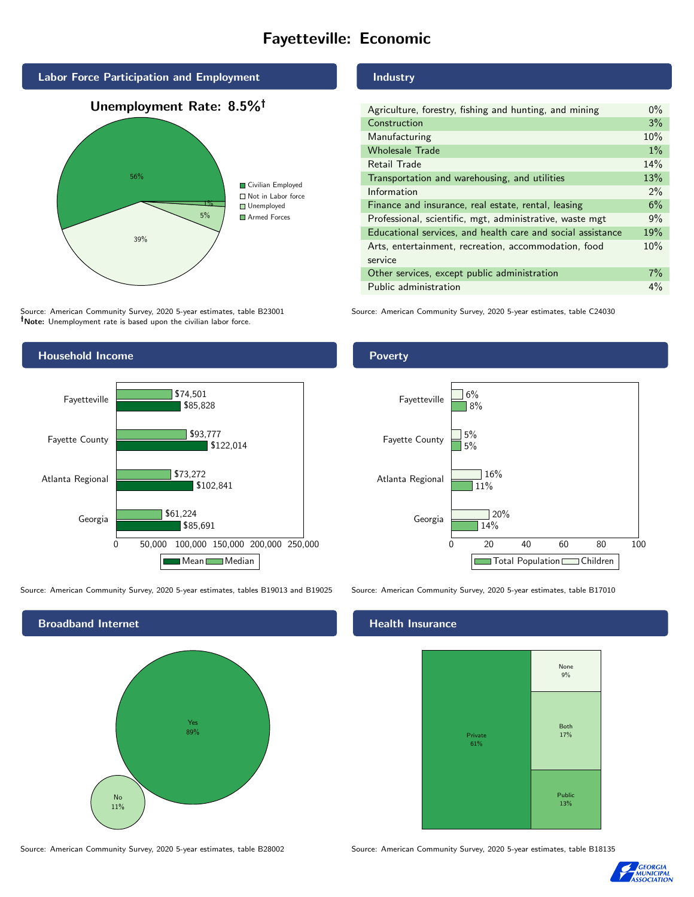# Fayetteville: Economic

## Labor Force Participation and Employment

**Unemployment Rate: 8.5%†**

| Category | Percent |
|---|---|
| Civilian Employed | 56% |
| Not in Labor force | 39% |
| Unemployed | 5% |
| Armed Forces | 1% |

Source: American Community Survey, 2020 5-year estimates, table B23001
**†Note:** Unemployment rate is based upon the civilian labor force.

## Industry

| Industry | Percent |
|---|---|
| Agriculture, forestry, fishing and hunting, and mining | 0% |
| Construction | 3% |
| Manufacturing | 10% |
| Wholesale Trade | 1% |
| Retail Trade | 14% |
| Transportation and warehousing, and utilities | 13% |
| Information | 2% |
| Finance and insurance, real estate, rental, leasing | 6% |
| Professional, scientific, mgt, administrative, waste mgt | 9% |
| Educational services, and health care and social assistance | 19% |
| Arts, entertainment, recreation, accommodation, food service | 10% |
| Other services, except public administration | 7% |
| Public administration | 4% |

Source: American Community Survey, 2020 5-year estimates, table C24030

## Household Income

| | Median | Mean |
|---|---|---|
| Fayetteville | $74,501 | $85,828 |
| Fayette County | $93,777 | $122,014 |
| Atlanta Regional | $73,272 | $102,841 |
| Georgia | $61,224 | $85,691 |

Source: American Community Survey, 2020 5-year estimates, tables B19013 and B19025

## Poverty

| | Children | Total Population |
|---|---|---|
| Fayetteville | 6% | 8% |
| Fayette County | 5% | 5% |
| Atlanta Regional | 16% | 11% |
| Georgia | 20% | 14% |

Source: American Community Survey, 2020 5-year estimates, table B17010

## Broadband Internet

| | Percent |
|---|---|
| Yes | 89% |
| No | 11% |

Source: American Community Survey, 2020 5-year estimates, table B28002

## Health Insurance

| | Percent |
|---|---|
| Private | 61% |
| None | 9% |
| Both | 17% |
| Public | 13% |

Source: American Community Survey, 2020 5-year estimates, table B18135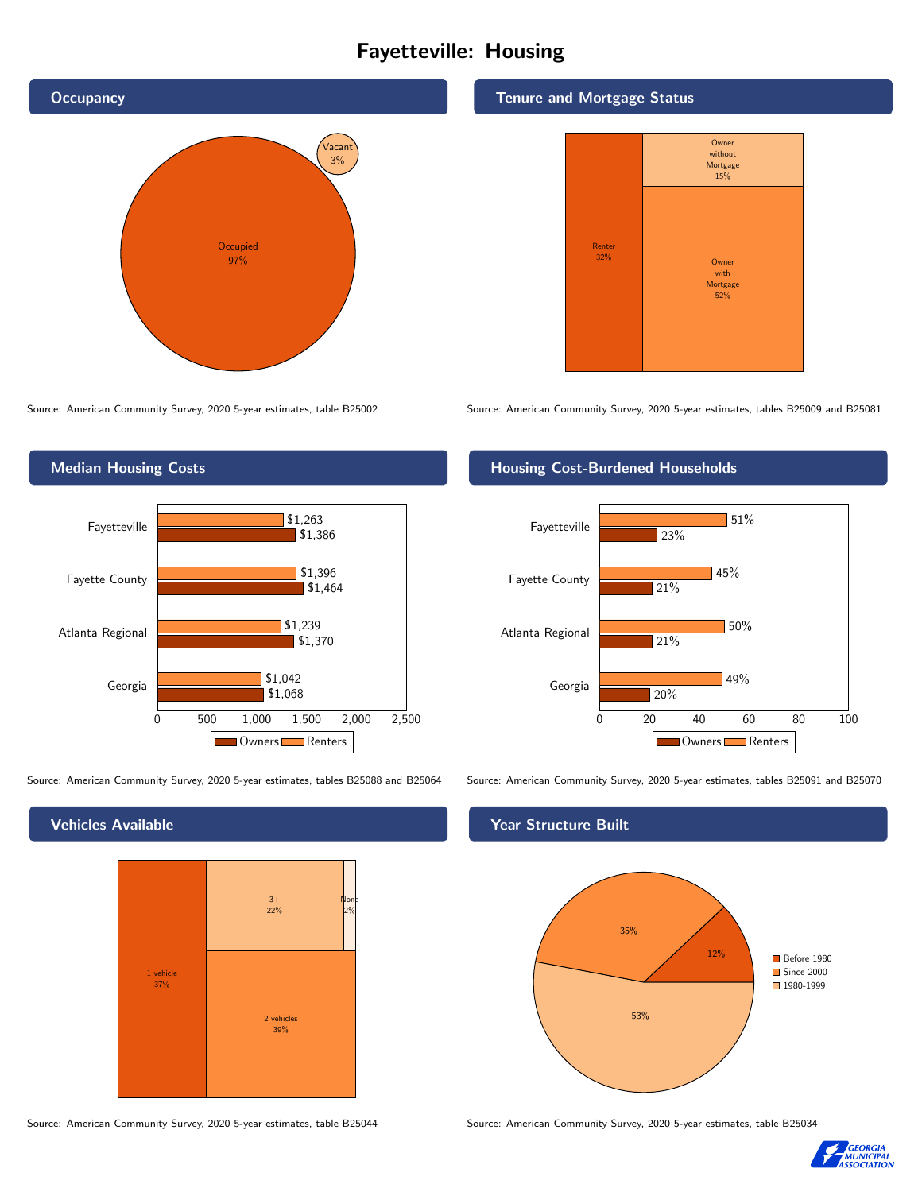# Fayetteville: Housing

## Occupancy

Vacant
3%

Occupied
97%

Source: American Community Survey, 2020 5-year estimates, table B25002

## Tenure and Mortgage Status

Renter
32%

Owner
without
Mortgage
15%

Owner
with
Mortgage
52%

Source: American Community Survey, 2020 5-year estimates, tables B25009 and B25081

## Median Housing Costs

Fayetteville
$1,263
$1,386

Fayette County
$1,396
$1,464

Atlanta Regional
$1,239
$1,370

Georgia
$1,042
$1,068

0 500 1,000 1,500 2,000 2,500

Owners Renters

Source: American Community Survey, 2020 5-year estimates, tables B25088 and B25064

## Housing Cost-Burdened Households

Fayetteville
51%
23%

Fayette County
45%
21%

Atlanta Regional
50%
21%

Georgia
49%
20%

0 20 40 60 80 100

Owners Renters

Source: American Community Survey, 2020 5-year estimates, tables B25091 and B25070

## Vehicles Available

1 vehicle
37%

3+
22%

None
2%

2 vehicles
39%

Source: American Community Survey, 2020 5-year estimates, table B25044

## Year Structure Built

35%
12%
53%

Before 1980
Since 2000
1980-1999

Source: American Community Survey, 2020 5-year estimates, table B25034